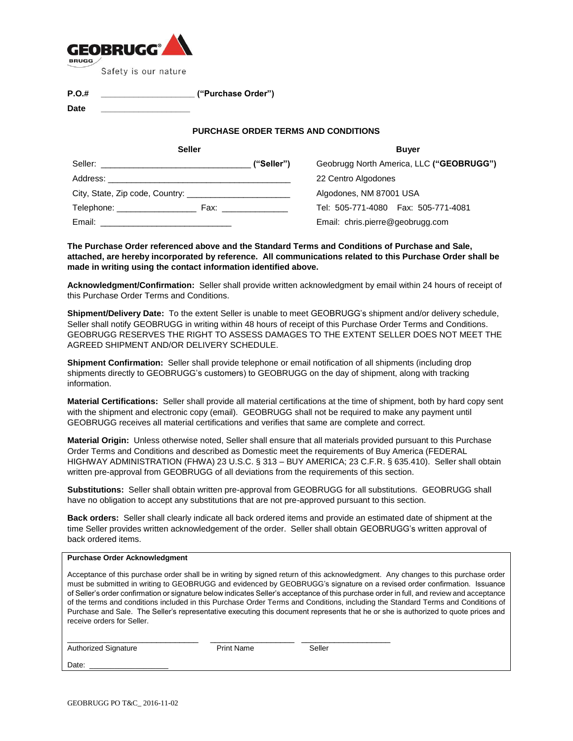GEOBRUGG
BRUGG
Safety is our nature

**P.O.#** ____________________ **("Purchase Order")**

**Date** ____________________

## PURCHASE ORDER TERMS AND CONDITIONS

| Seller | Buyer |
|---|---|
| Seller: ______________________________ **("Seller")** | Geobrugg North America, LLC **("GEOBRUGG")** |
| Address: ______________________________ | 22 Centro Algodones |
| City, State, Zip code, Country: ______________________ | Algodones, NM 87001 USA |
| Telephone: ________________ Fax: _____________ | Tel: 505-771-4080 Fax: 505-771-4081 |
| Email: ____________________________ | Email: chris.pierre@geobrugg.com |

**The Purchase Order referenced above and the Standard Terms and Conditions of Purchase and Sale, attached, are hereby incorporated by reference. All communications related to this Purchase Order shall be made in writing using the contact information identified above.**

**Acknowledgment/Confirmation:** Seller shall provide written acknowledgment by email within 24 hours of receipt of this Purchase Order Terms and Conditions.

**Shipment/Delivery Date:** To the extent Seller is unable to meet GEOBRUGG's shipment and/or delivery schedule, Seller shall notify GEOBRUGG in writing within 48 hours of receipt of this Purchase Order Terms and Conditions. GEOBRUGG RESERVES THE RIGHT TO ASSESS DAMAGES TO THE EXTENT SELLER DOES NOT MEET THE AGREED SHIPMENT AND/OR DELIVERY SCHEDULE.

**Shipment Confirmation:** Seller shall provide telephone or email notification of all shipments (including drop shipments directly to GEOBRUGG's customers) to GEOBRUGG on the day of shipment, along with tracking information.

**Material Certifications:** Seller shall provide all material certifications at the time of shipment, both by hard copy sent with the shipment and electronic copy (email). GEOBRUGG shall not be required to make any payment until GEOBRUGG receives all material certifications and verifies that same are complete and correct.

**Material Origin:** Unless otherwise noted, Seller shall ensure that all materials provided pursuant to this Purchase Order Terms and Conditions and described as Domestic meet the requirements of Buy America (FEDERAL HIGHWAY ADMINISTRATION (FHWA) 23 U.S.C. § 313 – BUY AMERICA; 23 C.F.R. § 635.410). Seller shall obtain written pre-approval from GEOBRUGG of all deviations from the requirements of this section.

**Substitutions:** Seller shall obtain written pre-approval from GEOBRUGG for all substitutions. GEOBRUGG shall have no obligation to accept any substitutions that are not pre-approved pursuant to this section.

**Back orders:** Seller shall clearly indicate all back ordered items and provide an estimated date of shipment at the time Seller provides written acknowledgement of the order. Seller shall obtain GEOBRUGG's written approval of back ordered items.

**Purchase Order Acknowledgment**

Acceptance of this purchase order shall be in writing by signed return of this acknowledgment. Any changes to this purchase order must be submitted in writing to GEOBRUGG and evidenced by GEOBRUGG's signature on a revised order confirmation. Issuance of Seller's order confirmation or signature below indicates Seller's acceptance of this purchase order in full, and review and acceptance of the terms and conditions included in this Purchase Order Terms and Conditions, including the Standard Terms and Conditions of Purchase and Sale. The Seller's representative executing this document represents that he or she is authorized to quote prices and receive orders for Seller.

______________________________ ____________________ ____________________
Authorized Signature Print Name Seller

Date: __________________

GEOBRUGG PO T&C_ 2016-11-02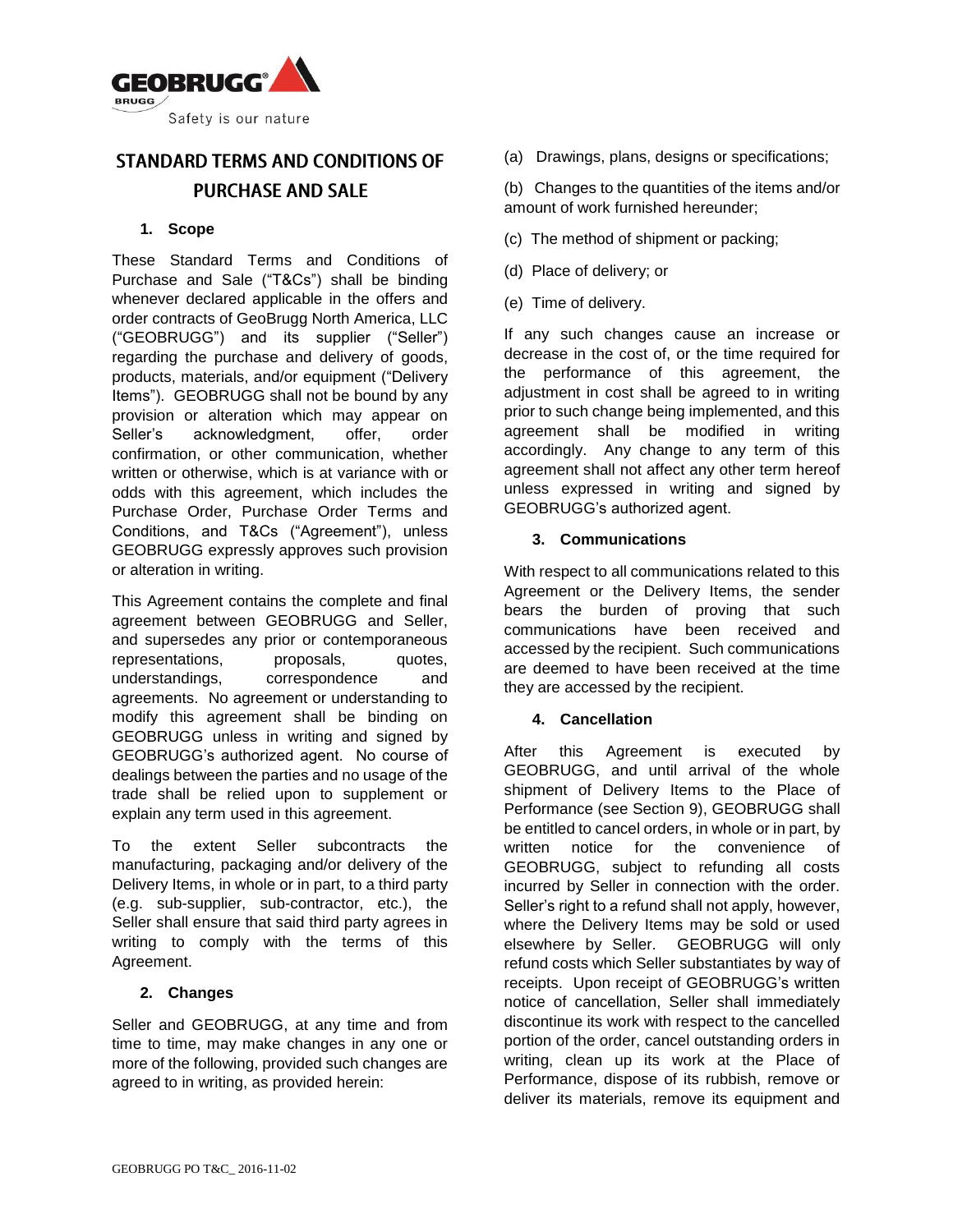# STANDARD TERMS AND CONDITIONS OF PURCHASE AND SALE

## 1. Scope

These Standard Terms and Conditions of Purchase and Sale ("T&Cs") shall be binding whenever declared applicable in the offers and order contracts of GeoBrugg North America, LLC ("GEOBRUGG") and its supplier ("Seller") regarding the purchase and delivery of goods, products, materials, and/or equipment ("Delivery Items"). GEOBRUGG shall not be bound by any provision or alteration which may appear on Seller's acknowledgment, offer, order confirmation, or other communication, whether written or otherwise, which is at variance with or odds with this agreement, which includes the Purchase Order, Purchase Order Terms and Conditions, and T&Cs ("Agreement"), unless GEOBRUGG expressly approves such provision or alteration in writing.

This Agreement contains the complete and final agreement between GEOBRUGG and Seller, and supersedes any prior or contemporaneous representations, proposals, quotes, understandings, correspondence and agreements. No agreement or understanding to modify this agreement shall be binding on GEOBRUGG unless in writing and signed by GEOBRUGG's authorized agent. No course of dealings between the parties and no usage of the trade shall be relied upon to supplement or explain any term used in this agreement.

To the extent Seller subcontracts the manufacturing, packaging and/or delivery of the Delivery Items, in whole or in part, to a third party (e.g. sub-supplier, sub-contractor, etc.), the Seller shall ensure that said third party agrees in writing to comply with the terms of this Agreement.

## 2. Changes

Seller and GEOBRUGG, at any time and from time to time, may make changes in any one or more of the following, provided such changes are agreed to in writing, as provided herein:

(a) Drawings, plans, designs or specifications;

(b) Changes to the quantities of the items and/or amount of work furnished hereunder;

(c) The method of shipment or packing;

(d) Place of delivery; or

(e) Time of delivery.

If any such changes cause an increase or decrease in the cost of, or the time required for the performance of this agreement, the adjustment in cost shall be agreed to in writing prior to such change being implemented, and this agreement shall be modified in writing accordingly. Any change to any term of this agreement shall not affect any other term hereof unless expressed in writing and signed by GEOBRUGG's authorized agent.

## 3. Communications

With respect to all communications related to this Agreement or the Delivery Items, the sender bears the burden of proving that such communications have been received and accessed by the recipient. Such communications are deemed to have been received at the time they are accessed by the recipient.

## 4. Cancellation

After this Agreement is executed by GEOBRUGG, and until arrival of the whole shipment of Delivery Items to the Place of Performance (see Section 9), GEOBRUGG shall be entitled to cancel orders, in whole or in part, by written notice for the convenience of GEOBRUGG, subject to refunding all costs incurred by Seller in connection with the order. Seller's right to a refund shall not apply, however, where the Delivery Items may be sold or used elsewhere by Seller. GEOBRUGG will only refund costs which Seller substantiates by way of receipts. Upon receipt of GEOBRUGG's written notice of cancellation, Seller shall immediately discontinue its work with respect to the cancelled portion of the order, cancel outstanding orders in writing, clean up its work at the Place of Performance, dispose of its rubbish, remove or deliver its materials, remove its equipment and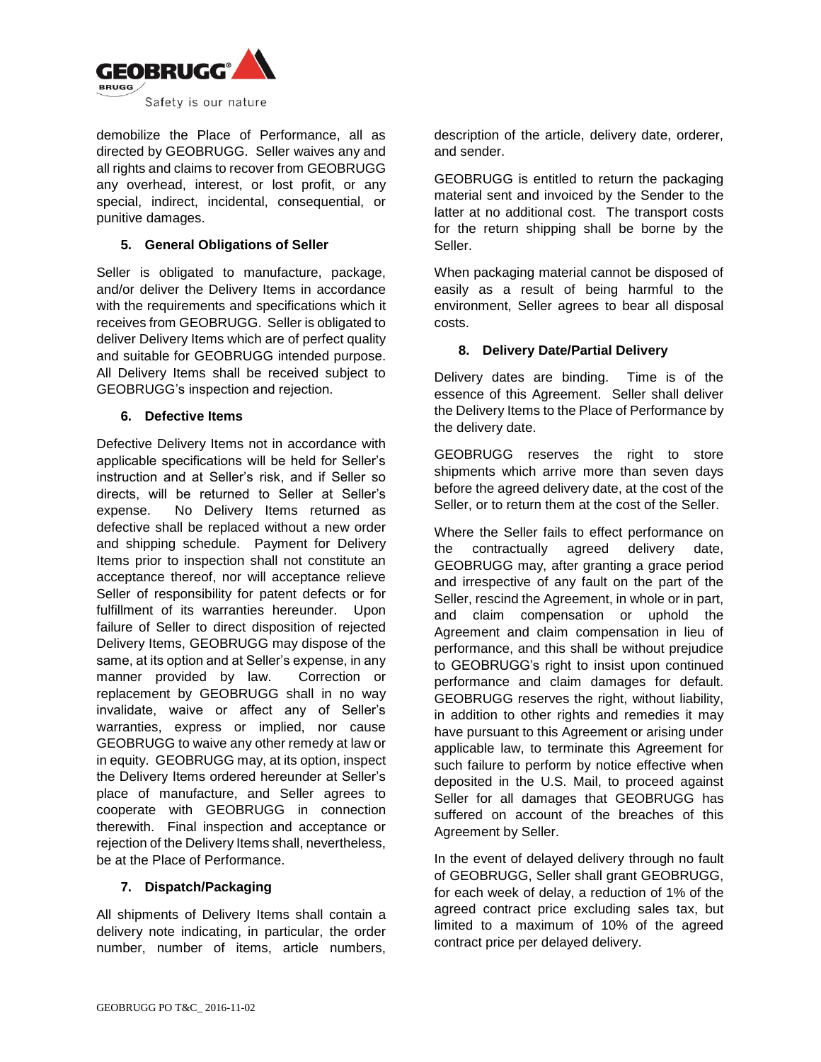demobilize the Place of Performance, all as directed by GEOBRUGG. Seller waives any and all rights and claims to recover from GEOBRUGG any overhead, interest, or lost profit, or any special, indirect, incidental, consequential, or punitive damages.

### 5. General Obligations of Seller

Seller is obligated to manufacture, package, and/or deliver the Delivery Items in accordance with the requirements and specifications which it receives from GEOBRUGG. Seller is obligated to deliver Delivery Items which are of perfect quality and suitable for GEOBRUGG intended purpose. All Delivery Items shall be received subject to GEOBRUGG's inspection and rejection.

### 6. Defective Items

Defective Delivery Items not in accordance with applicable specifications will be held for Seller's instruction and at Seller's risk, and if Seller so directs, will be returned to Seller at Seller's expense. No Delivery Items returned as defective shall be replaced without a new order and shipping schedule. Payment for Delivery Items prior to inspection shall not constitute an acceptance thereof, nor will acceptance relieve Seller of responsibility for patent defects or for fulfillment of its warranties hereunder. Upon failure of Seller to direct disposition of rejected Delivery Items, GEOBRUGG may dispose of the same, at its option and at Seller's expense, in any manner provided by law. Correction or replacement by GEOBRUGG shall in no way invalidate, waive or affect any of Seller's warranties, express or implied, nor cause GEOBRUGG to waive any other remedy at law or in equity. GEOBRUGG may, at its option, inspect the Delivery Items ordered hereunder at Seller's place of manufacture, and Seller agrees to cooperate with GEOBRUGG in connection therewith. Final inspection and acceptance or rejection of the Delivery Items shall, nevertheless, be at the Place of Performance.

### 7. Dispatch/Packaging

All shipments of Delivery Items shall contain a delivery note indicating, in particular, the order number, number of items, article numbers, description of the article, delivery date, orderer, and sender.

GEOBRUGG is entitled to return the packaging material sent and invoiced by the Sender to the latter at no additional cost. The transport costs for the return shipping shall be borne by the Seller.

When packaging material cannot be disposed of easily as a result of being harmful to the environment, Seller agrees to bear all disposal costs.

### 8. Delivery Date/Partial Delivery

Delivery dates are binding. Time is of the essence of this Agreement. Seller shall deliver the Delivery Items to the Place of Performance by the delivery date.

GEOBRUGG reserves the right to store shipments which arrive more than seven days before the agreed delivery date, at the cost of the Seller, or to return them at the cost of the Seller.

Where the Seller fails to effect performance on the contractually agreed delivery date, GEOBRUGG may, after granting a grace period and irrespective of any fault on the part of the Seller, rescind the Agreement, in whole or in part, and claim compensation or uphold the Agreement and claim compensation in lieu of performance, and this shall be without prejudice to GEOBRUGG's right to insist upon continued performance and claim damages for default. GEOBRUGG reserves the right, without liability, in addition to other rights and remedies it may have pursuant to this Agreement or arising under applicable law, to terminate this Agreement for such failure to perform by notice effective when deposited in the U.S. Mail, to proceed against Seller for all damages that GEOBRUGG has suffered on account of the breaches of this Agreement by Seller.

In the event of delayed delivery through no fault of GEOBRUGG, Seller shall grant GEOBRUGG, for each week of delay, a reduction of 1% of the agreed contract price excluding sales tax, but limited to a maximum of 10% of the agreed contract price per delayed delivery.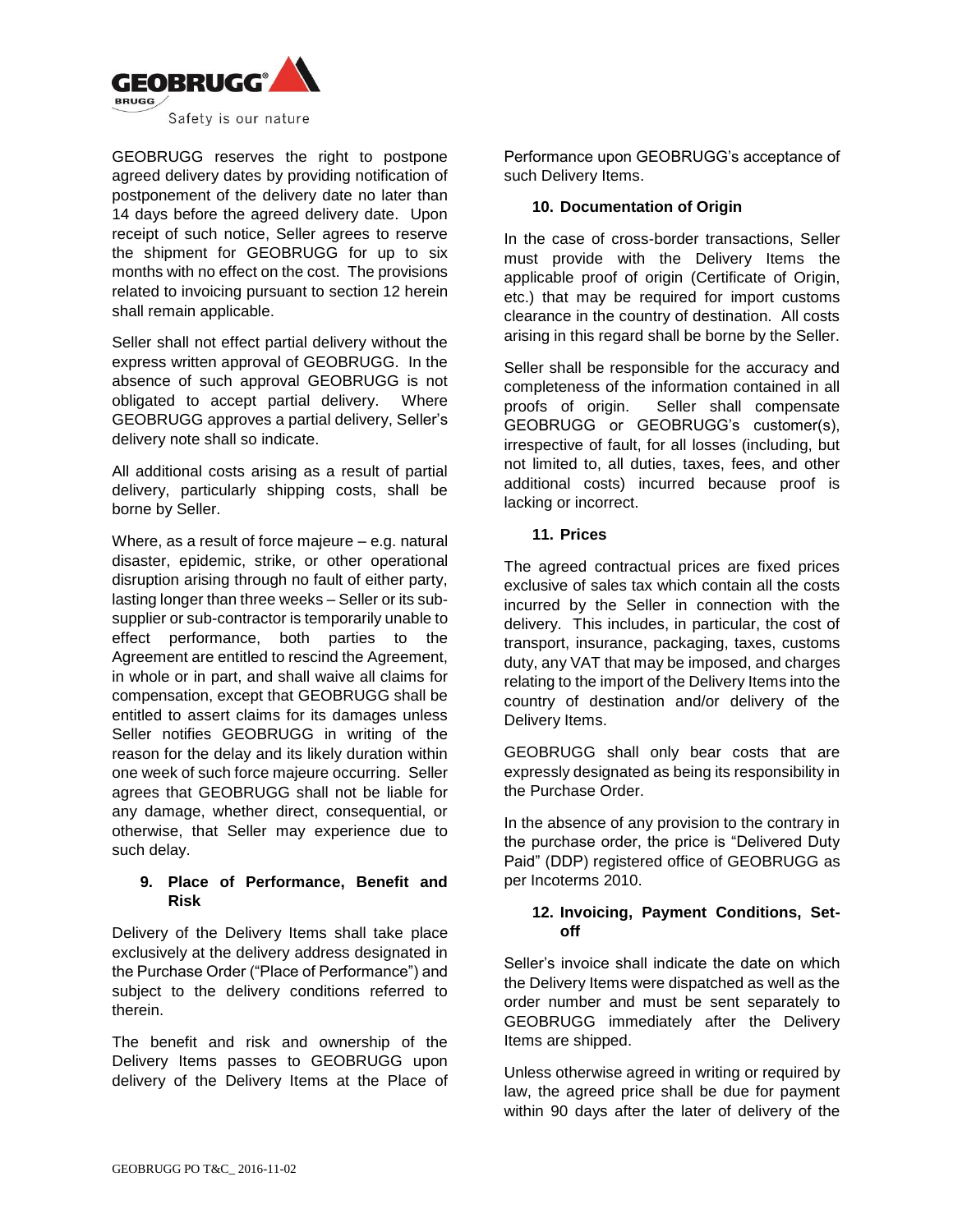GEOBRUGG reserves the right to postpone agreed delivery dates by providing notification of postponement of the delivery date no later than 14 days before the agreed delivery date. Upon receipt of such notice, Seller agrees to reserve the shipment for GEOBRUGG for up to six months with no effect on the cost. The provisions related to invoicing pursuant to section 12 herein shall remain applicable.

Seller shall not effect partial delivery without the express written approval of GEOBRUGG. In the absence of such approval GEOBRUGG is not obligated to accept partial delivery. Where GEOBRUGG approves a partial delivery, Seller's delivery note shall so indicate.

All additional costs arising as a result of partial delivery, particularly shipping costs, shall be borne by Seller.

Where, as a result of force majeure – e.g. natural disaster, epidemic, strike, or other operational disruption arising through no fault of either party, lasting longer than three weeks – Seller or its sub-supplier or sub-contractor is temporarily unable to effect performance, both parties to the Agreement are entitled to rescind the Agreement, in whole or in part, and shall waive all claims for compensation, except that GEOBRUGG shall be entitled to assert claims for its damages unless Seller notifies GEOBRUGG in writing of the reason for the delay and its likely duration within one week of such force majeure occurring. Seller agrees that GEOBRUGG shall not be liable for any damage, whether direct, consequential, or otherwise, that Seller may experience due to such delay.

## 9. Place of Performance, Benefit and Risk

Delivery of the Delivery Items shall take place exclusively at the delivery address designated in the Purchase Order ("Place of Performance") and subject to the delivery conditions referred to therein.

The benefit and risk and ownership of the Delivery Items passes to GEOBRUGG upon delivery of the Delivery Items at the Place of Performance upon GEOBRUGG's acceptance of such Delivery Items.

## 10. Documentation of Origin

In the case of cross-border transactions, Seller must provide with the Delivery Items the applicable proof of origin (Certificate of Origin, etc.) that may be required for import customs clearance in the country of destination. All costs arising in this regard shall be borne by the Seller.

Seller shall be responsible for the accuracy and completeness of the information contained in all proofs of origin. Seller shall compensate GEOBRUGG or GEOBRUGG's customer(s), irrespective of fault, for all losses (including, but not limited to, all duties, taxes, fees, and other additional costs) incurred because proof is lacking or incorrect.

## 11. Prices

The agreed contractual prices are fixed prices exclusive of sales tax which contain all the costs incurred by the Seller in connection with the delivery. This includes, in particular, the cost of transport, insurance, packaging, taxes, customs duty, any VAT that may be imposed, and charges relating to the import of the Delivery Items into the country of destination and/or delivery of the Delivery Items.

GEOBRUGG shall only bear costs that are expressly designated as being its responsibility in the Purchase Order.

In the absence of any provision to the contrary in the purchase order, the price is "Delivered Duty Paid" (DDP) registered office of GEOBRUGG as per Incoterms 2010.

## 12. Invoicing, Payment Conditions, Set-off

Seller's invoice shall indicate the date on which the Delivery Items were dispatched as well as the order number and must be sent separately to GEOBRUGG immediately after the Delivery Items are shipped.

Unless otherwise agreed in writing or required by law, the agreed price shall be due for payment within 90 days after the later of delivery of the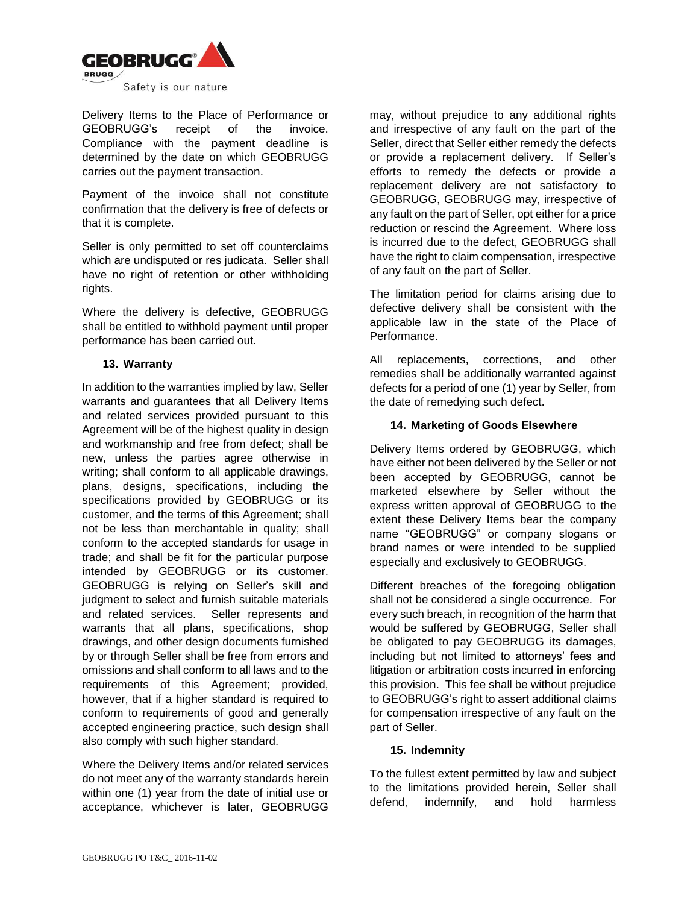Delivery Items to the Place of Performance or GEOBRUGG's receipt of the invoice. Compliance with the payment deadline is determined by the date on which GEOBRUGG carries out the payment transaction.

Payment of the invoice shall not constitute confirmation that the delivery is free of defects or that it is complete.

Seller is only permitted to set off counterclaims which are undisputed or res judicata. Seller shall have no right of retention or other withholding rights.

Where the delivery is defective, GEOBRUGG shall be entitled to withhold payment until proper performance has been carried out.

#### 13. Warranty

In addition to the warranties implied by law, Seller warrants and guarantees that all Delivery Items and related services provided pursuant to this Agreement will be of the highest quality in design and workmanship and free from defect; shall be new, unless the parties agree otherwise in writing; shall conform to all applicable drawings, plans, designs, specifications, including the specifications provided by GEOBRUGG or its customer, and the terms of this Agreement; shall not be less than merchantable in quality; shall conform to the accepted standards for usage in trade; and shall be fit for the particular purpose intended by GEOBRUGG or its customer. GEOBRUGG is relying on Seller's skill and judgment to select and furnish suitable materials and related services. Seller represents and warrants that all plans, specifications, shop drawings, and other design documents furnished by or through Seller shall be free from errors and omissions and shall conform to all laws and to the requirements of this Agreement; provided, however, that if a higher standard is required to conform to requirements of good and generally accepted engineering practice, such design shall also comply with such higher standard.

Where the Delivery Items and/or related services do not meet any of the warranty standards herein within one (1) year from the date of initial use or acceptance, whichever is later, GEOBRUGG may, without prejudice to any additional rights and irrespective of any fault on the part of the Seller, direct that Seller either remedy the defects or provide a replacement delivery. If Seller's efforts to remedy the defects or provide a replacement delivery are not satisfactory to GEOBRUGG, GEOBRUGG may, irrespective of any fault on the part of Seller, opt either for a price reduction or rescind the Agreement. Where loss is incurred due to the defect, GEOBRUGG shall have the right to claim compensation, irrespective of any fault on the part of Seller.

The limitation period for claims arising due to defective delivery shall be consistent with the applicable law in the state of the Place of Performance.

All replacements, corrections, and other remedies shall be additionally warranted against defects for a period of one (1) year by Seller, from the date of remedying such defect.

#### 14. Marketing of Goods Elsewhere

Delivery Items ordered by GEOBRUGG, which have either not been delivered by the Seller or not been accepted by GEOBRUGG, cannot be marketed elsewhere by Seller without the express written approval of GEOBRUGG to the extent these Delivery Items bear the company name "GEOBRUGG" or company slogans or brand names or were intended to be supplied especially and exclusively to GEOBRUGG.

Different breaches of the foregoing obligation shall not be considered a single occurrence. For every such breach, in recognition of the harm that would be suffered by GEOBRUGG, Seller shall be obligated to pay GEOBRUGG its damages, including but not limited to attorneys' fees and litigation or arbitration costs incurred in enforcing this provision. This fee shall be without prejudice to GEOBRUGG's right to assert additional claims for compensation irrespective of any fault on the part of Seller.

#### 15. Indemnity

To the fullest extent permitted by law and subject to the limitations provided herein, Seller shall defend, indemnify, and hold harmless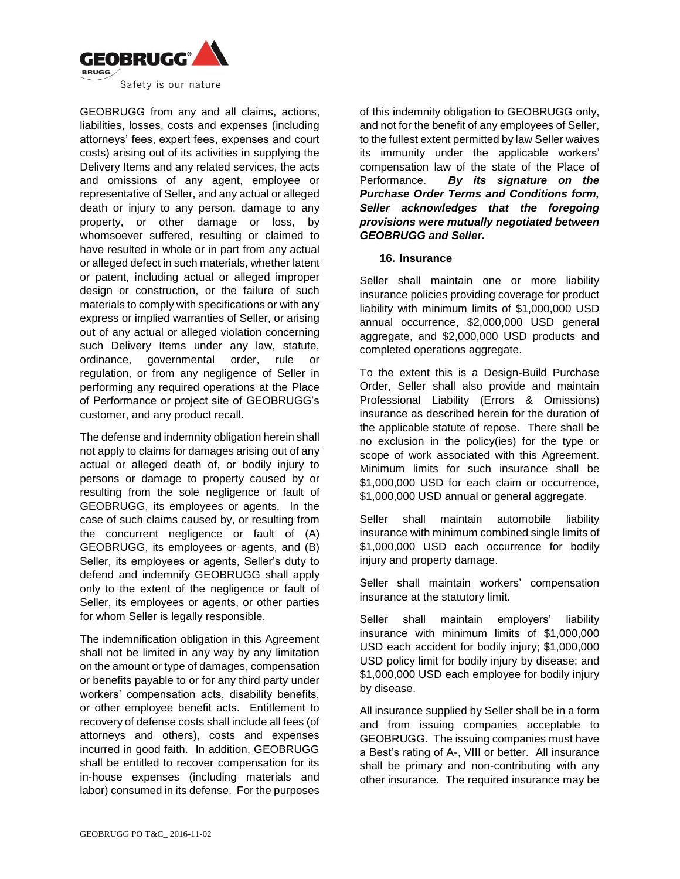GEOBRUGG from any and all claims, actions, liabilities, losses, costs and expenses (including attorneys' fees, expert fees, expenses and court costs) arising out of its activities in supplying the Delivery Items and any related services, the acts and omissions of any agent, employee or representative of Seller, and any actual or alleged death or injury to any person, damage to any property, or other damage or loss, by whomsoever suffered, resulting or claimed to have resulted in whole or in part from any actual or alleged defect in such materials, whether latent or patent, including actual or alleged improper design or construction, or the failure of such materials to comply with specifications or with any express or implied warranties of Seller, or arising out of any actual or alleged violation concerning such Delivery Items under any law, statute, ordinance, governmental order, rule or regulation, or from any negligence of Seller in performing any required operations at the Place of Performance or project site of GEOBRUGG's customer, and any product recall.

The defense and indemnity obligation herein shall not apply to claims for damages arising out of any actual or alleged death of, or bodily injury to persons or damage to property caused by or resulting from the sole negligence or fault of GEOBRUGG, its employees or agents. In the case of such claims caused by, or resulting from the concurrent negligence or fault of (A) GEOBRUGG, its employees or agents, and (B) Seller, its employees or agents, Seller's duty to defend and indemnify GEOBRUGG shall apply only to the extent of the negligence or fault of Seller, its employees or agents, or other parties for whom Seller is legally responsible.

The indemnification obligation in this Agreement shall not be limited in any way by any limitation on the amount or type of damages, compensation or benefits payable to or for any third party under workers' compensation acts, disability benefits, or other employee benefit acts. Entitlement to recovery of defense costs shall include all fees (of attorneys and others), costs and expenses incurred in good faith. In addition, GEOBRUGG shall be entitled to recover compensation for its in-house expenses (including materials and labor) consumed in its defense. For the purposes of this indemnity obligation to GEOBRUGG only, and not for the benefit of any employees of Seller, to the fullest extent permitted by law Seller waives its immunity under the applicable workers' compensation law of the state of the Place of Performance. ***By its signature on the Purchase Order Terms and Conditions form, Seller acknowledges that the foregoing provisions were mutually negotiated between GEOBRUGG and Seller.***

### 16. Insurance

Seller shall maintain one or more liability insurance policies providing coverage for product liability with minimum limits of $1,000,000 USD annual occurrence, $2,000,000 USD general aggregate, and $2,000,000 USD products and completed operations aggregate.

To the extent this is a Design-Build Purchase Order, Seller shall also provide and maintain Professional Liability (Errors & Omissions) insurance as described herein for the duration of the applicable statute of repose. There shall be no exclusion in the policy(ies) for the type or scope of work associated with this Agreement. Minimum limits for such insurance shall be $1,000,000 USD for each claim or occurrence, $1,000,000 USD annual or general aggregate.

Seller shall maintain automobile liability insurance with minimum combined single limits of $1,000,000 USD each occurrence for bodily injury and property damage.

Seller shall maintain workers' compensation insurance at the statutory limit.

Seller shall maintain employers' liability insurance with minimum limits of $1,000,000 USD each accident for bodily injury; $1,000,000 USD policy limit for bodily injury by disease; and $1,000,000 USD each employee for bodily injury by disease.

All insurance supplied by Seller shall be in a form and from issuing companies acceptable to GEOBRUGG. The issuing companies must have a Best's rating of A-, VIII or better. All insurance shall be primary and non-contributing with any other insurance. The required insurance may be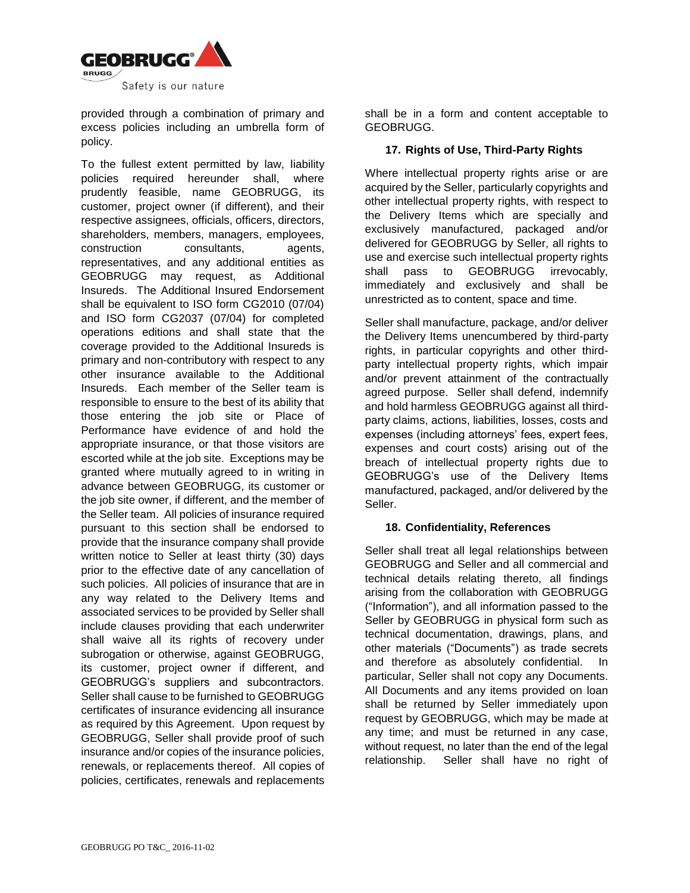provided through a combination of primary and excess policies including an umbrella form of policy.

To the fullest extent permitted by law, liability policies required hereunder shall, where prudently feasible, name GEOBRUGG, its customer, project owner (if different), and their respective assignees, officials, officers, directors, shareholders, members, managers, employees, construction consultants, agents, representatives, and any additional entities as GEOBRUGG may request, as Additional Insureds. The Additional Insured Endorsement shall be equivalent to ISO form CG2010 (07/04) and ISO form CG2037 (07/04) for completed operations editions and shall state that the coverage provided to the Additional Insureds is primary and non-contributory with respect to any other insurance available to the Additional Insureds. Each member of the Seller team is responsible to ensure to the best of its ability that those entering the job site or Place of Performance have evidence of and hold the appropriate insurance, or that those visitors are escorted while at the job site. Exceptions may be granted where mutually agreed to in writing in advance between GEOBRUGG, its customer or the job site owner, if different, and the member of the Seller team. All policies of insurance required pursuant to this section shall be endorsed to provide that the insurance company shall provide written notice to Seller at least thirty (30) days prior to the effective date of any cancellation of such policies. All policies of insurance that are in any way related to the Delivery Items and associated services to be provided by Seller shall include clauses providing that each underwriter shall waive all its rights of recovery under subrogation or otherwise, against GEOBRUGG, its customer, project owner if different, and GEOBRUGG's suppliers and subcontractors. Seller shall cause to be furnished to GEOBRUGG certificates of insurance evidencing all insurance as required by this Agreement. Upon request by GEOBRUGG, Seller shall provide proof of such insurance and/or copies of the insurance policies, renewals, or replacements thereof. All copies of policies, certificates, renewals and replacements shall be in a form and content acceptable to GEOBRUGG.

## 17. Rights of Use, Third-Party Rights

Where intellectual property rights arise or are acquired by the Seller, particularly copyrights and other intellectual property rights, with respect to the Delivery Items which are specially and exclusively manufactured, packaged and/or delivered for GEOBRUGG by Seller, all rights to use and exercise such intellectual property rights shall pass to GEOBRUGG irrevocably, immediately and exclusively and shall be unrestricted as to content, space and time.

Seller shall manufacture, package, and/or deliver the Delivery Items unencumbered by third-party rights, in particular copyrights and other third-party intellectual property rights, which impair and/or prevent attainment of the contractually agreed purpose. Seller shall defend, indemnify and hold harmless GEOBRUGG against all third-party claims, actions, liabilities, losses, costs and expenses (including attorneys' fees, expert fees, expenses and court costs) arising out of the breach of intellectual property rights due to GEOBRUGG's use of the Delivery Items manufactured, packaged, and/or delivered by the Seller.

## 18. Confidentiality, References

Seller shall treat all legal relationships between GEOBRUGG and Seller and all commercial and technical details relating thereto, all findings arising from the collaboration with GEOBRUGG ("Information"), and all information passed to the Seller by GEOBRUGG in physical form such as technical documentation, drawings, plans, and other materials ("Documents") as trade secrets and therefore as absolutely confidential. In particular, Seller shall not copy any Documents. All Documents and any items provided on loan shall be returned by Seller immediately upon request by GEOBRUGG, which may be made at any time; and must be returned in any case, without request, no later than the end of the legal relationship. Seller shall have no right of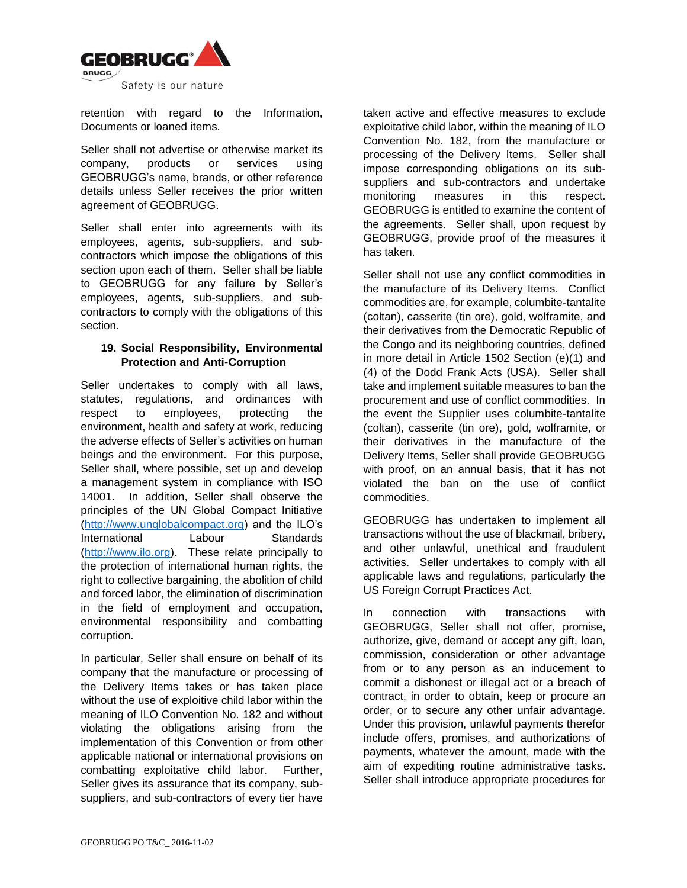retention with regard to the Information, Documents or loaned items.

Seller shall not advertise or otherwise market its company, products or services using GEOBRUGG's name, brands, or other reference details unless Seller receives the prior written agreement of GEOBRUGG.

Seller shall enter into agreements with its employees, agents, sub-suppliers, and sub-contractors which impose the obligations of this section upon each of them. Seller shall be liable to GEOBRUGG for any failure by Seller's employees, agents, sub-suppliers, and sub-contractors to comply with the obligations of this section.

## 19. Social Responsibility, Environmental Protection and Anti-Corruption

Seller undertakes to comply with all laws, statutes, regulations, and ordinances with respect to employees, protecting the environment, health and safety at work, reducing the adverse effects of Seller's activities on human beings and the environment. For this purpose, Seller shall, where possible, set up and develop a management system in compliance with ISO 14001. In addition, Seller shall observe the principles of the UN Global Compact Initiative (http://www.unglobalcompact.org) and the ILO's International Labour Standards (http://www.ilo.org). These relate principally to the protection of international human rights, the right to collective bargaining, the abolition of child and forced labor, the elimination of discrimination in the field of employment and occupation, environmental responsibility and combatting corruption.

In particular, Seller shall ensure on behalf of its company that the manufacture or processing of the Delivery Items takes or has taken place without the use of exploitive child labor within the meaning of ILO Convention No. 182 and without violating the obligations arising from the implementation of this Convention or from other applicable national or international provisions on combatting exploitative child labor. Further, Seller gives its assurance that its company, sub-suppliers, and sub-contractors of every tier have taken active and effective measures to exclude exploitative child labor, within the meaning of ILO Convention No. 182, from the manufacture or processing of the Delivery Items. Seller shall impose corresponding obligations on its sub-suppliers and sub-contractors and undertake monitoring measures in this respect. GEOBRUGG is entitled to examine the content of the agreements. Seller shall, upon request by GEOBRUGG, provide proof of the measures it has taken.

Seller shall not use any conflict commodities in the manufacture of its Delivery Items. Conflict commodities are, for example, columbite-tantalite (coltan), casserite (tin ore), gold, wolframite, and their derivatives from the Democratic Republic of the Congo and its neighboring countries, defined in more detail in Article 1502 Section (e)(1) and (4) of the Dodd Frank Acts (USA). Seller shall take and implement suitable measures to ban the procurement and use of conflict commodities. In the event the Supplier uses columbite-tantalite (coltan), casserite (tin ore), gold, wolframite, or their derivatives in the manufacture of the Delivery Items, Seller shall provide GEOBRUGG with proof, on an annual basis, that it has not violated the ban on the use of conflict commodities.

GEOBRUGG has undertaken to implement all transactions without the use of blackmail, bribery, and other unlawful, unethical and fraudulent activities. Seller undertakes to comply with all applicable laws and regulations, particularly the US Foreign Corrupt Practices Act.

In connection with transactions with GEOBRUGG, Seller shall not offer, promise, authorize, give, demand or accept any gift, loan, commission, consideration or other advantage from or to any person as an inducement to commit a dishonest or illegal act or a breach of contract, in order to obtain, keep or procure an order, or to secure any other unfair advantage. Under this provision, unlawful payments therefor include offers, promises, and authorizations of payments, whatever the amount, made with the aim of expediting routine administrative tasks. Seller shall introduce appropriate procedures for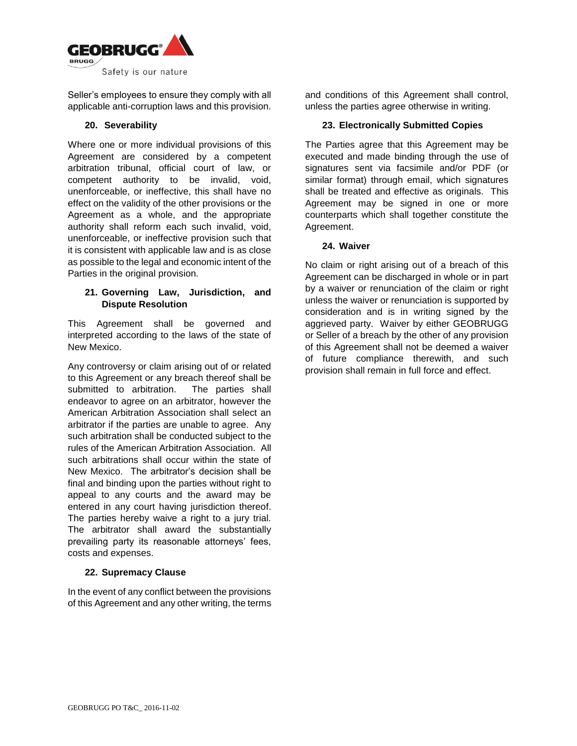Seller's employees to ensure they comply with all applicable anti-corruption laws and this provision.

### 20. Severability

Where one or more individual provisions of this Agreement are considered by a competent arbitration tribunal, official court of law, or competent authority to be invalid, void, unenforceable, or ineffective, this shall have no effect on the validity of the other provisions or the Agreement as a whole, and the appropriate authority shall reform each such invalid, void, unenforceable, or ineffective provision such that it is consistent with applicable law and is as close as possible to the legal and economic intent of the Parties in the original provision.

### 21. Governing Law, Jurisdiction, and Dispute Resolution

This Agreement shall be governed and interpreted according to the laws of the state of New Mexico.

Any controversy or claim arising out of or related to this Agreement or any breach thereof shall be submitted to arbitration. The parties shall endeavor to agree on an arbitrator, however the American Arbitration Association shall select an arbitrator if the parties are unable to agree. Any such arbitration shall be conducted subject to the rules of the American Arbitration Association. All such arbitrations shall occur within the state of New Mexico. The arbitrator's decision shall be final and binding upon the parties without right to appeal to any courts and the award may be entered in any court having jurisdiction thereof. The parties hereby waive a right to a jury trial. The arbitrator shall award the substantially prevailing party its reasonable attorneys' fees, costs and expenses.

### 22. Supremacy Clause

In the event of any conflict between the provisions of this Agreement and any other writing, the terms and conditions of this Agreement shall control, unless the parties agree otherwise in writing.

### 23. Electronically Submitted Copies

The Parties agree that this Agreement may be executed and made binding through the use of signatures sent via facsimile and/or PDF (or similar format) through email, which signatures shall be treated and effective as originals. This Agreement may be signed in one or more counterparts which shall together constitute the Agreement.

### 24. Waiver

No claim or right arising out of a breach of this Agreement can be discharged in whole or in part by a waiver or renunciation of the claim or right unless the waiver or renunciation is supported by consideration and is in writing signed by the aggrieved party. Waiver by either GEOBRUGG or Seller of a breach by the other of any provision of this Agreement shall not be deemed a waiver of future compliance therewith, and such provision shall remain in full force and effect.